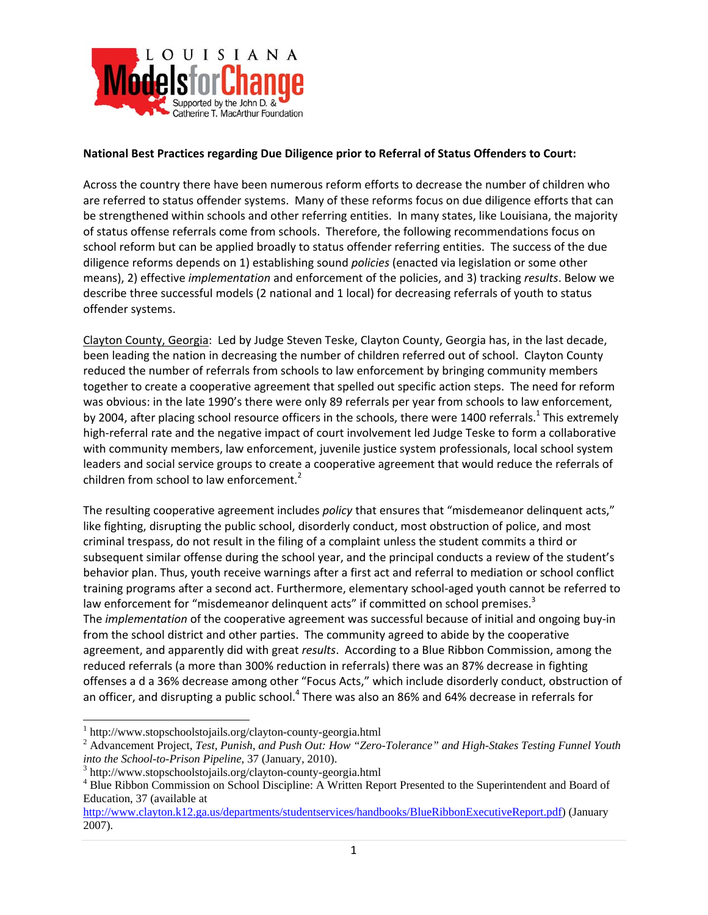**National Best Practices regarding Due Diligence prior to Referral of Status Offenders to Court:**

Across the country there have been numerous reform efforts to decrease the number of children who are referred to status offender systems. Many of these reforms focus on due diligence efforts that can be strengthened within schools and other referring entities. In many states, like Louisiana, the majority of status offense referrals come from schools. Therefore, the following recommendations focus on school reform but can be applied broadly to status offender referring entities. The success of the due diligence reforms depends on 1) establishing sound *policies* (enacted via legislation or some other means), 2) effective *implementation* and enforcement of the policies, and 3) tracking *results*. Below we describe three successful models (2 national and 1 local) for decreasing referrals of youth to status offender systems.

Clayton County, Georgia: Led by Judge Steven Teske, Clayton County, Georgia has, in the last decade, been leading the nation in decreasing the number of children referred out of school. Clayton County reduced the number of referrals from schools to law enforcement by bringing community members together to create a cooperative agreement that spelled out specific action steps. The need for reform was obvious: in the late 1990's there were only 89 referrals per year from schools to law enforcement, by 2004, after placing school resource officers in the schools, there were 1400 referrals.[1] This extremely high-referral rate and the negative impact of court involvement led Judge Teske to form a collaborative with community members, law enforcement, juvenile justice system professionals, local school system leaders and social service groups to create a cooperative agreement that would reduce the referrals of children from school to law enforcement.[2]

The resulting cooperative agreement includes *policy* that ensures that "misdemeanor delinquent acts," like fighting, disrupting the public school, disorderly conduct, most obstruction of police, and most criminal trespass, do not result in the filing of a complaint unless the student commits a third or subsequent similar offense during the school year, and the principal conducts a review of the student's behavior plan. Thus, youth receive warnings after a first act and referral to mediation or school conflict training programs after a second act. Furthermore, elementary school-aged youth cannot be referred to law enforcement for "misdemeanor delinquent acts" if committed on school premises.[3]
The *implementation* of the cooperative agreement was successful because of initial and ongoing buy-in from the school district and other parties. The community agreed to abide by the cooperative agreement, and apparently did with great *results*. According to a Blue Ribbon Commission, among the reduced referrals (a more than 300% reduction in referrals) there was an 87% decrease in fighting offenses a d a 36% decrease among other "Focus Acts," which include disorderly conduct, obstruction of an officer, and disrupting a public school.[4] There was also an 86% and 64% decrease in referrals for

---

[1] http://www.stopschoolstojails.org/clayton-county-georgia.html

[2] Advancement Project, *Test, Punish, and Push Out: How "Zero-Tolerance" and High-Stakes Testing Funnel Youth into the School-to-Prison Pipeline*, 37 (January, 2010).

[3] http://www.stopschoolstojails.org/clayton-county-georgia.html

[4] Blue Ribbon Commission on School Discipline: A Written Report Presented to the Superintendent and Board of Education, 37 (available at http://www.clayton.k12.ga.us/departments/studentservices/handbooks/BlueRibbonExecutiveReport.pdf) (January 2007).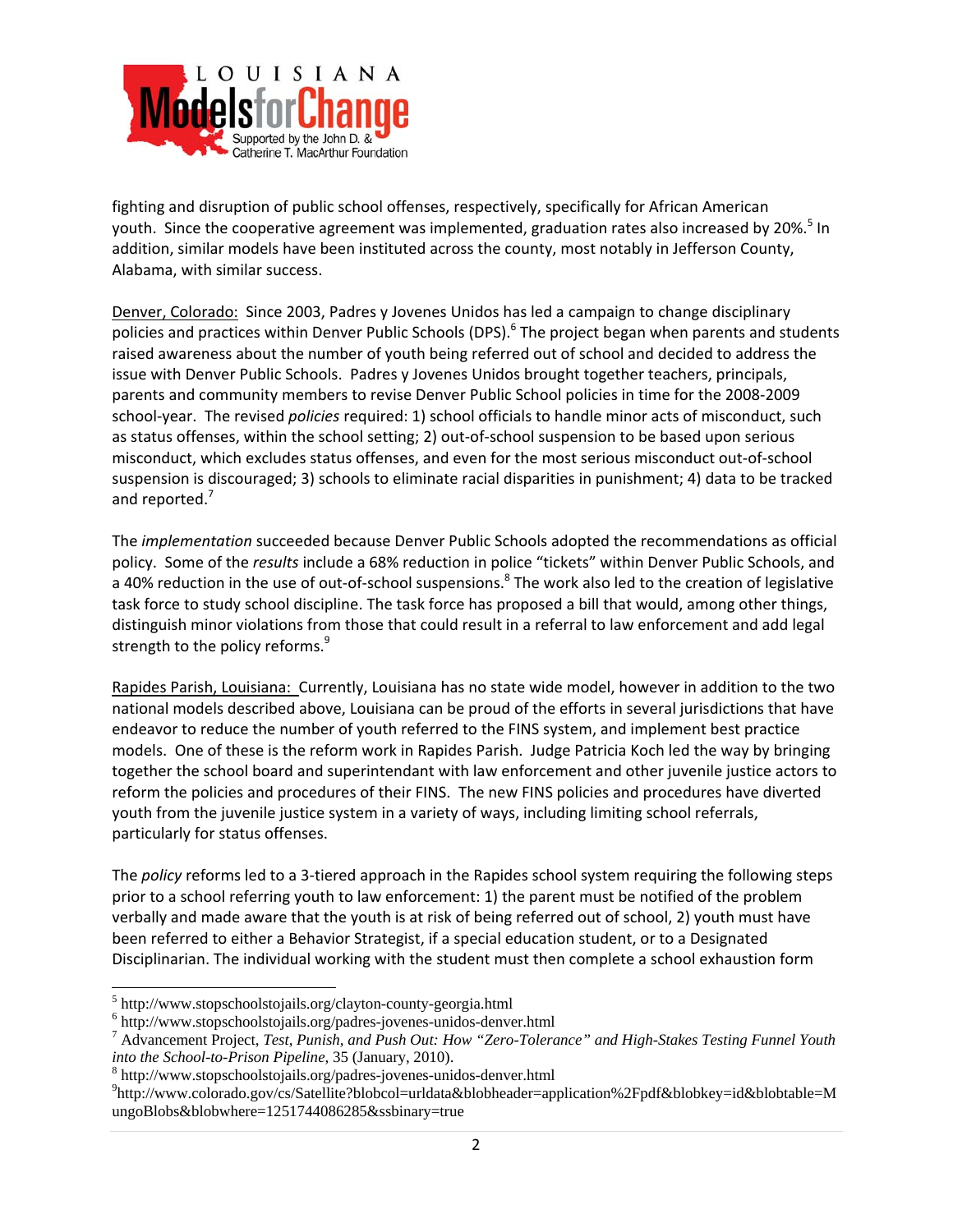fighting and disruption of public school offenses, respectively, specifically for African American youth. Since the cooperative agreement was implemented, graduation rates also increased by 20%.[5] In addition, similar models have been instituted across the county, most notably in Jefferson County, Alabama, with similar success.

Denver, Colorado: Since 2003, Padres y Jovenes Unidos has led a campaign to change disciplinary policies and practices within Denver Public Schools (DPS).[6] The project began when parents and students raised awareness about the number of youth being referred out of school and decided to address the issue with Denver Public Schools. Padres y Jovenes Unidos brought together teachers, principals, parents and community members to revise Denver Public School policies in time for the 2008-2009 school-year. The revised *policies* required: 1) school officials to handle minor acts of misconduct, such as status offenses, within the school setting; 2) out-of-school suspension to be based upon serious misconduct, which excludes status offenses, and even for the most serious misconduct out-of-school suspension is discouraged; 3) schools to eliminate racial disparities in punishment; 4) data to be tracked and reported.[7]

The *implementation* succeeded because Denver Public Schools adopted the recommendations as official policy. Some of the *results* include a 68% reduction in police "tickets" within Denver Public Schools, and a 40% reduction in the use of out-of-school suspensions.[8] The work also led to the creation of legislative task force to study school discipline. The task force has proposed a bill that would, among other things, distinguish minor violations from those that could result in a referral to law enforcement and add legal strength to the policy reforms.[9]

Rapides Parish, Louisiana: Currently, Louisiana has no state wide model, however in addition to the two national models described above, Louisiana can be proud of the efforts in several jurisdictions that have endeavor to reduce the number of youth referred to the FINS system, and implement best practice models. One of these is the reform work in Rapides Parish. Judge Patricia Koch led the way by bringing together the school board and superintendant with law enforcement and other juvenile justice actors to reform the policies and procedures of their FINS. The new FINS policies and procedures have diverted youth from the juvenile justice system in a variety of ways, including limiting school referrals, particularly for status offenses.

The *policy* reforms led to a 3-tiered approach in the Rapides school system requiring the following steps prior to a school referring youth to law enforcement: 1) the parent must be notified of the problem verbally and made aware that the youth is at risk of being referred out of school, 2) youth must have been referred to either a Behavior Strategist, if a special education student, or to a Designated Disciplinarian. The individual working with the student must then complete a school exhaustion form

---

[5] http://www.stopschoolstojails.org/clayton-county-georgia.html

[6] http://www.stopschoolstojails.org/padres-jovenes-unidos-denver.html

[7] Advancement Project, *Test, Punish, and Push Out: How "Zero-Tolerance" and High-Stakes Testing Funnel Youth into the School-to-Prison Pipeline*, 35 (January, 2010).

[8] http://www.stopschoolstojails.org/padres-jovenes-unidos-denver.html

[9] http://www.colorado.gov/cs/Satellite?blobcol=urldata&blobheader=application%2Fpdf&blobkey=id&blobtable=MungoBlobs&blobwhere=1251744086285&ssbinary=true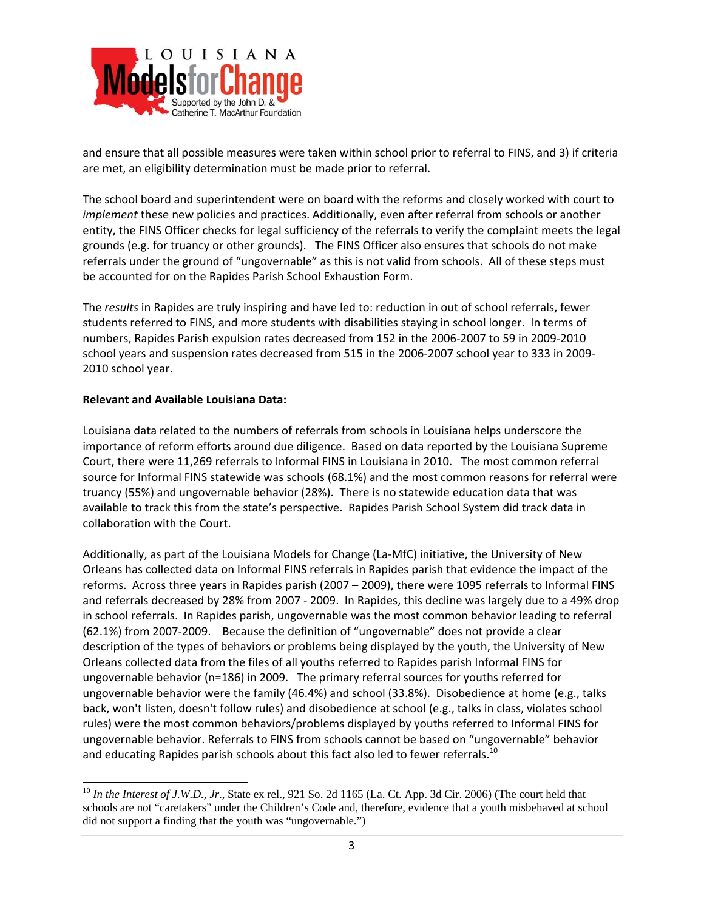and ensure that all possible measures were taken within school prior to referral to FINS, and 3) if criteria are met, an eligibility determination must be made prior to referral.

The school board and superintendent were on board with the reforms and closely worked with court to *implement* these new policies and practices. Additionally, even after referral from schools or another entity, the FINS Officer checks for legal sufficiency of the referrals to verify the complaint meets the legal grounds (e.g. for truancy or other grounds). The FINS Officer also ensures that schools do not make referrals under the ground of "ungovernable" as this is not valid from schools. All of these steps must be accounted for on the Rapides Parish School Exhaustion Form.

The *results* in Rapides are truly inspiring and have led to: reduction in out of school referrals, fewer students referred to FINS, and more students with disabilities staying in school longer. In terms of numbers, Rapides Parish expulsion rates decreased from 152 in the 2006-2007 to 59 in 2009-2010 school years and suspension rates decreased from 515 in the 2006-2007 school year to 333 in 2009-2010 school year.

**Relevant and Available Louisiana Data:**

Louisiana data related to the numbers of referrals from schools in Louisiana helps underscore the importance of reform efforts around due diligence. Based on data reported by the Louisiana Supreme Court, there were 11,269 referrals to Informal FINS in Louisiana in 2010. The most common referral source for Informal FINS statewide was schools (68.1%) and the most common reasons for referral were truancy (55%) and ungovernable behavior (28%). There is no statewide education data that was available to track this from the state's perspective. Rapides Parish School System did track data in collaboration with the Court.

Additionally, as part of the Louisiana Models for Change (La-MfC) initiative, the University of New Orleans has collected data on Informal FINS referrals in Rapides parish that evidence the impact of the reforms. Across three years in Rapides parish (2007 – 2009), there were 1095 referrals to Informal FINS and referrals decreased by 28% from 2007 - 2009. In Rapides, this decline was largely due to a 49% drop in school referrals. In Rapides parish, ungovernable was the most common behavior leading to referral (62.1%) from 2007-2009. Because the definition of "ungovernable" does not provide a clear description of the types of behaviors or problems being displayed by the youth, the University of New Orleans collected data from the files of all youths referred to Rapides parish Informal FINS for ungovernable behavior (n=186) in 2009. The primary referral sources for youths referred for ungovernable behavior were the family (46.4%) and school (33.8%). Disobedience at home (e.g., talks back, won't listen, doesn't follow rules) and disobedience at school (e.g., talks in class, violates school rules) were the most common behaviors/problems displayed by youths referred to Informal FINS for ungovernable behavior. Referrals to FINS from schools cannot be based on "ungovernable" behavior and educating Rapides parish schools about this fact also led to fewer referrals.[10]

---

[10] *In the Interest of J.W.D., Jr*., State ex rel., 921 So. 2d 1165 (La. Ct. App. 3d Cir. 2006) (The court held that schools are not "caretakers" under the Children's Code and, therefore, evidence that a youth misbehaved at school did not support a finding that the youth was "ungovernable.")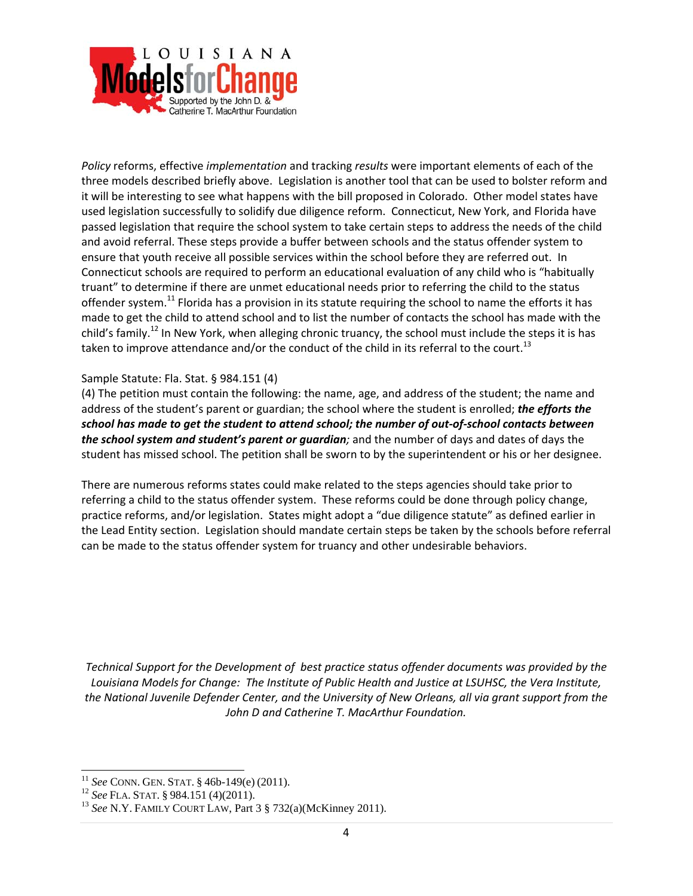*Policy* reforms, effective *implementation* and tracking *results* were important elements of each of the three models described briefly above. Legislation is another tool that can be used to bolster reform and it will be interesting to see what happens with the bill proposed in Colorado. Other model states have used legislation successfully to solidify due diligence reform. Connecticut, New York, and Florida have passed legislation that require the school system to take certain steps to address the needs of the child and avoid referral. These steps provide a buffer between schools and the status offender system to ensure that youth receive all possible services within the school before they are referred out. In Connecticut schools are required to perform an educational evaluation of any child who is "habitually truant" to determine if there are unmet educational needs prior to referring the child to the status offender system.[11] Florida has a provision in its statute requiring the school to name the efforts it has made to get the child to attend school and to list the number of contacts the school has made with the child's family.[12] In New York, when alleging chronic truancy, the school must include the steps it is has taken to improve attendance and/or the conduct of the child in its referral to the court.[13]

Sample Statute: Fla. Stat. § 984.151 (4)

(4) The petition must contain the following: the name, age, and address of the student; the name and address of the student's parent or guardian; the school where the student is enrolled; ***the efforts the school has made to get the student to attend school; the number of out-of-school contacts between the school system and student's parent or guardian****;* and the number of days and dates of days the student has missed school. The petition shall be sworn to by the superintendent or his or her designee.

There are numerous reforms states could make related to the steps agencies should take prior to referring a child to the status offender system. These reforms could be done through policy change, practice reforms, and/or legislation. States might adopt a "due diligence statute" as defined earlier in the Lead Entity section. Legislation should mandate certain steps be taken by the schools before referral can be made to the status offender system for truancy and other undesirable behaviors.

*Technical Support for the Development of best practice status offender documents was provided by the Louisiana Models for Change: The Institute of Public Health and Justice at LSUHSC, the Vera Institute, the National Juvenile Defender Center, and the University of New Orleans, all via grant support from the John D and Catherine T. MacArthur Foundation.*

---

[11] *See* CONN. GEN. STAT. § 46b-149(e) (2011).

[12] *See* FLA. STAT. § 984.151 (4)(2011).

[13] *See* N.Y. FAMILY COURT LAW, Part 3 § 732(a)(McKinney 2011).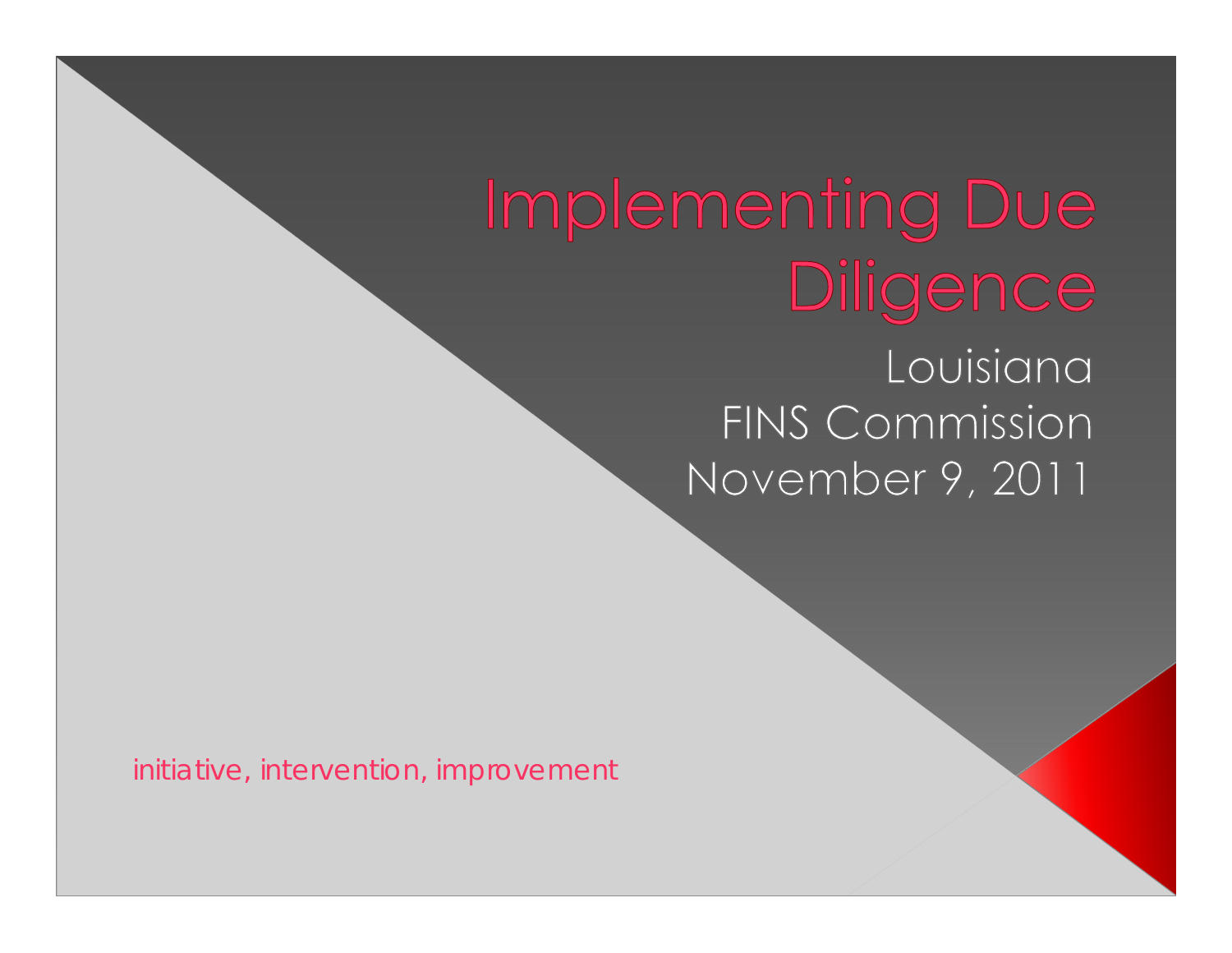# Implementing Due Diligence

Louisiana
FINS Commission
November 9, 2011

initiative, intervention, improvement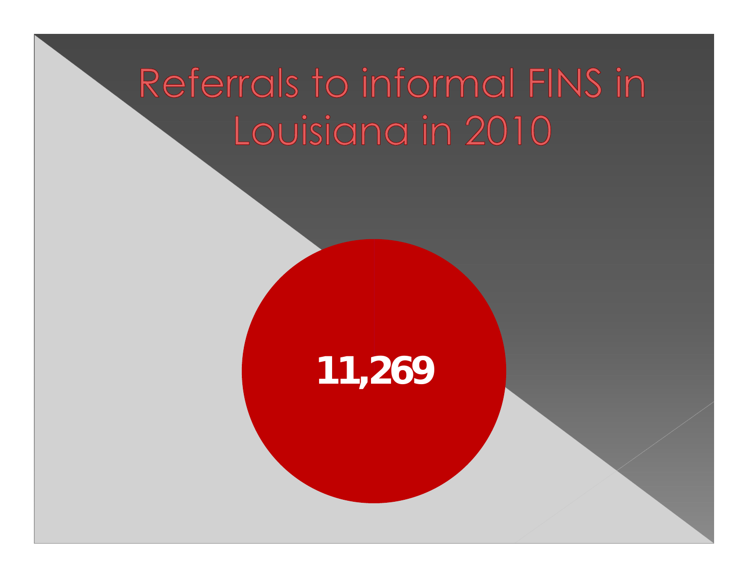# Referrals to informal FINS in Louisiana in 2010

**11,269**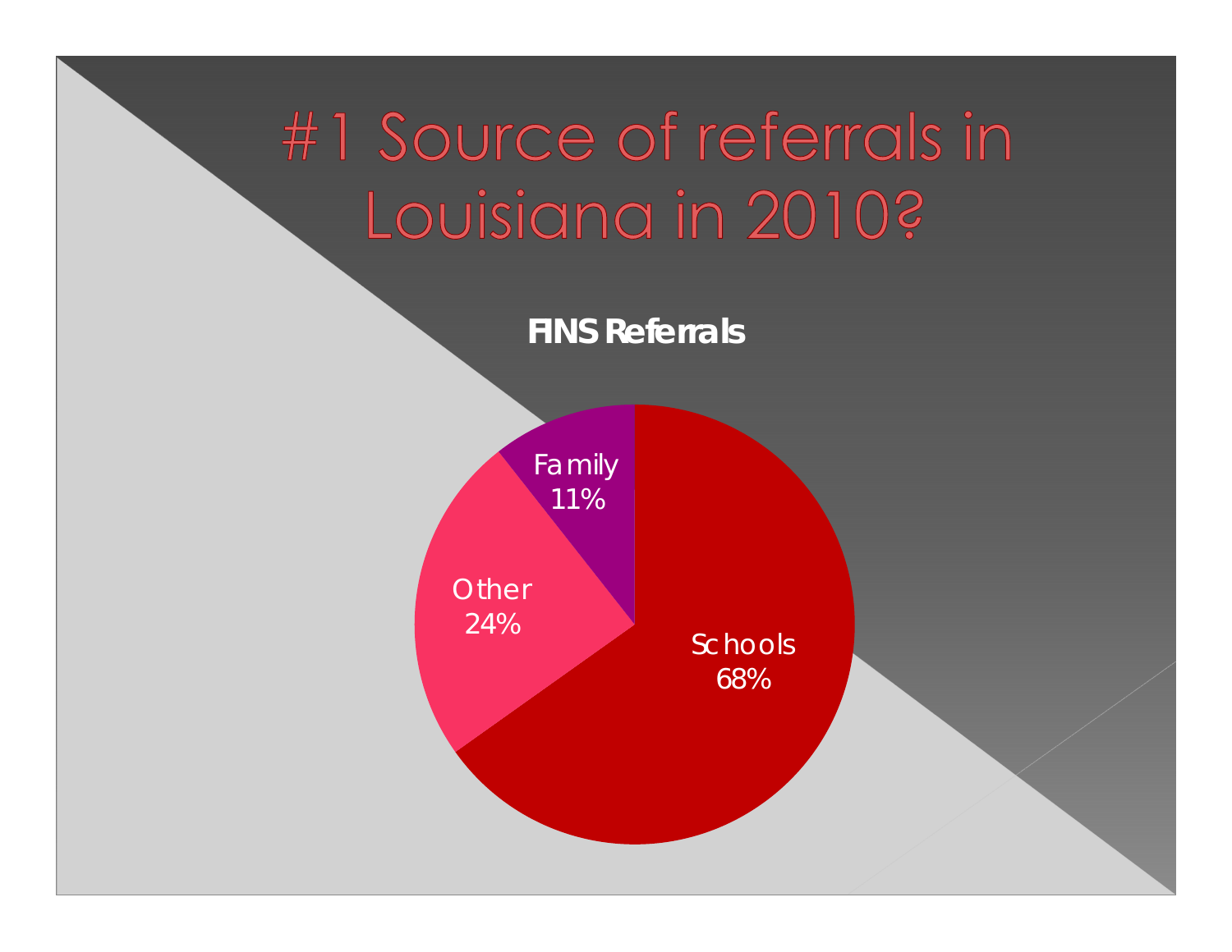# #1 Source of referrals in Louisiana in 2010?

**FINS Referrals**

- Schools 68%
- Other 24%
- Family 11%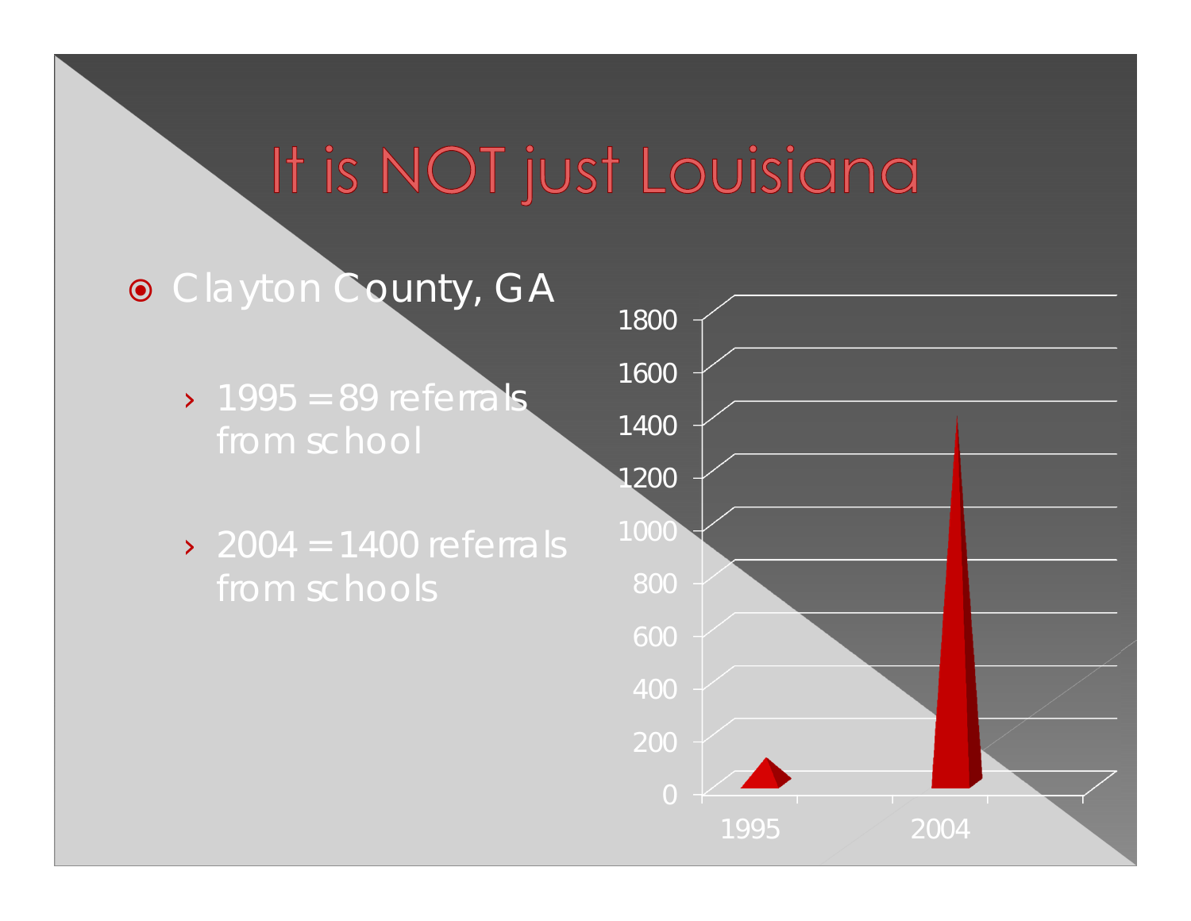# It is NOT just Louisiana

- Clayton County, GA
  - 1995 = 89 referrals from school
  - 2004 = 1400 referrals from schools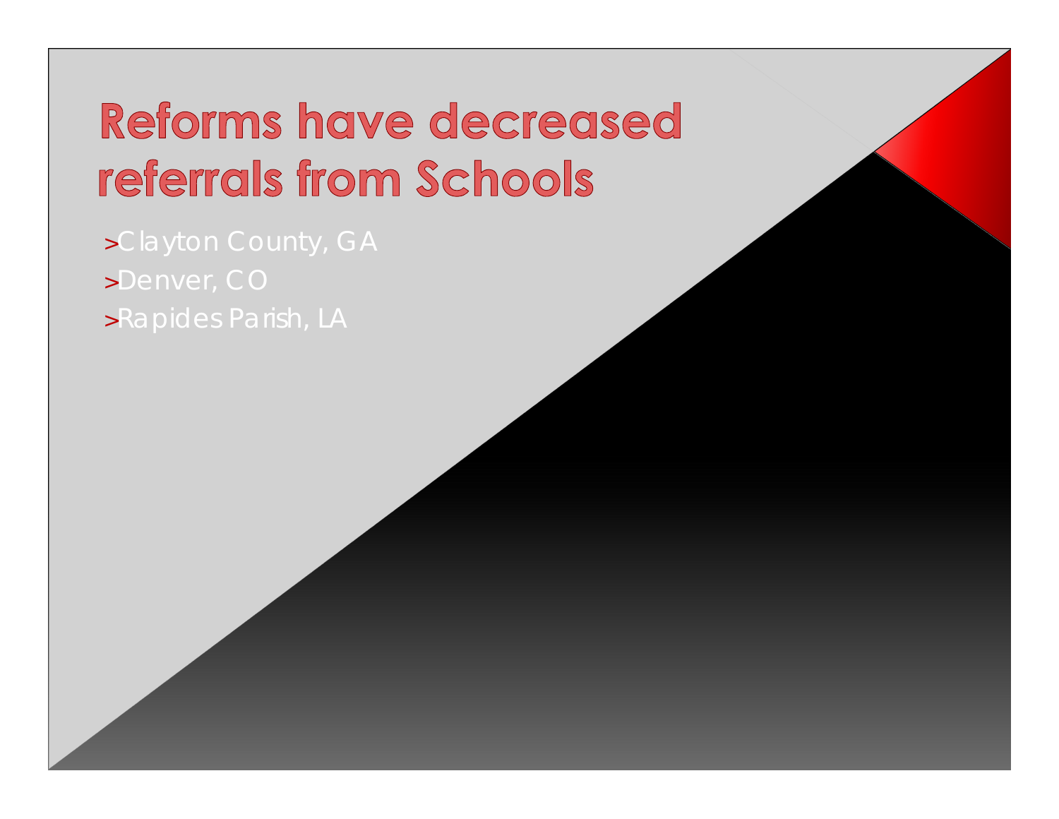# Reforms have decreased referrals from Schools

- Clayton County, GA
- Denver, CO
- Rapides Parish, LA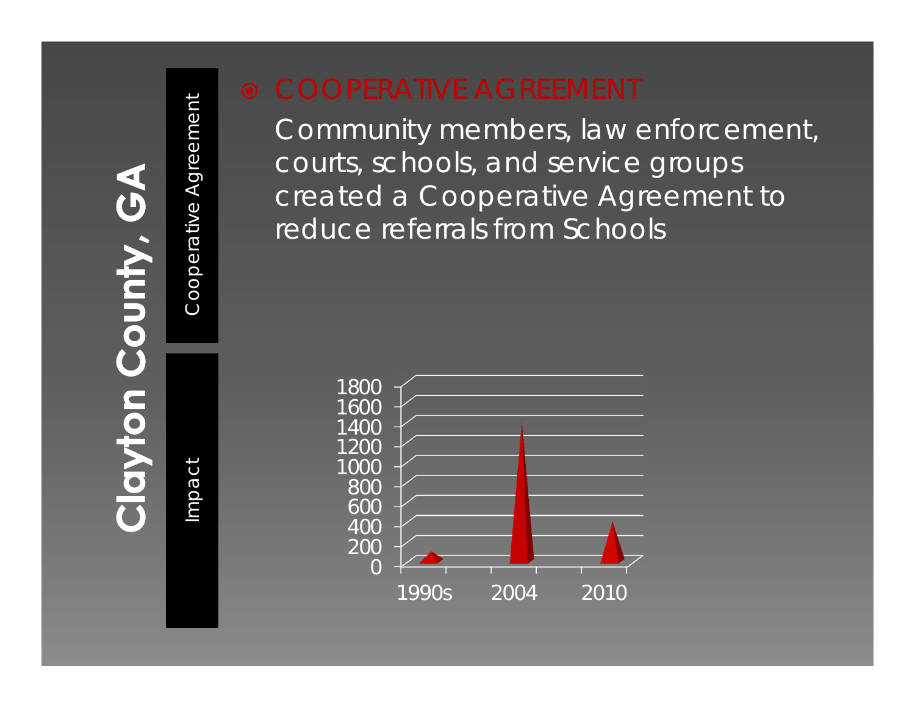# Clayton County, GA

Cooperative Agreement

Impact

- COOPERATIVE AGREEMENT

  Community members, law enforcement, courts, schools, and service groups created a Cooperative Agreement to reduce referrals from Schools

1800
1600
1400
1200
1000
800
600
400
200
0

1990s 2004 2010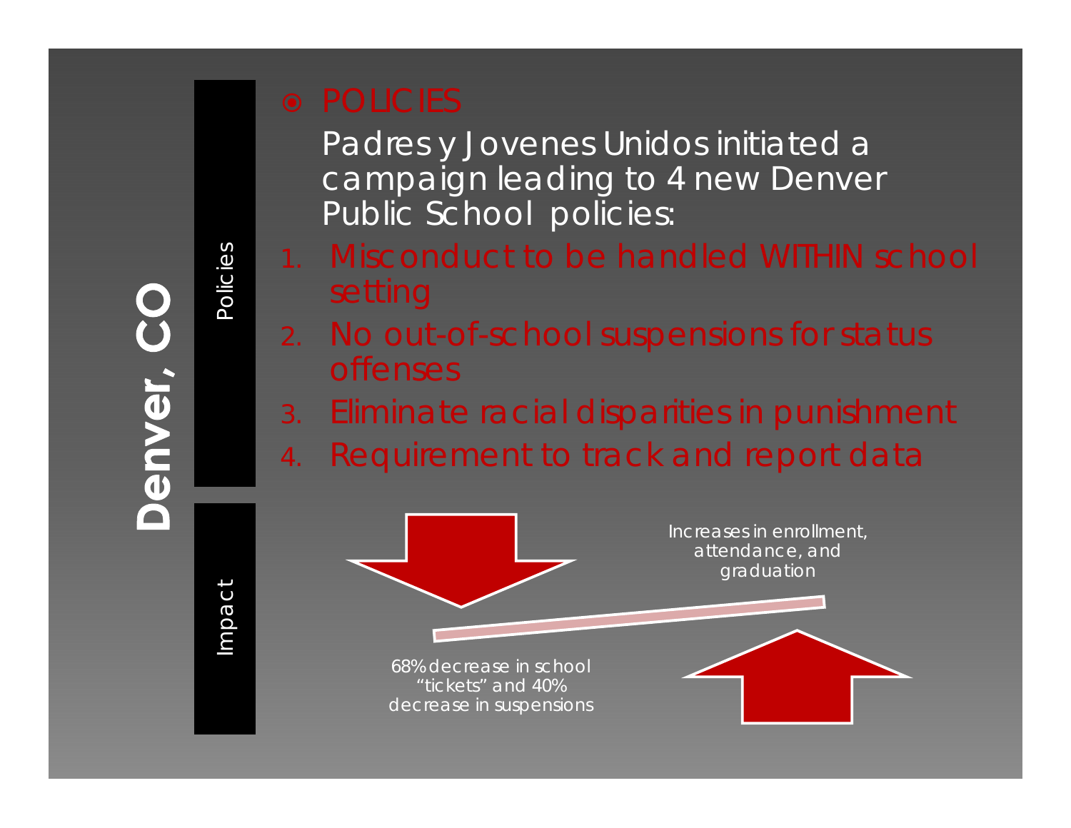# Denver, CO

## Policies

- POLICIES

  Padres y Jovenes Unidos initiated a campaign leading to 4 new Denver Public School policies:

1. Misconduct to be handled WITHIN school setting
2. No out-of-school suspensions for status offenses
3. Eliminate racial disparities in punishment
4. Requirement to track and report data

## Impact

68% decrease in school "tickets" and 40% decrease in suspensions

Increases in enrollment, attendance, and graduation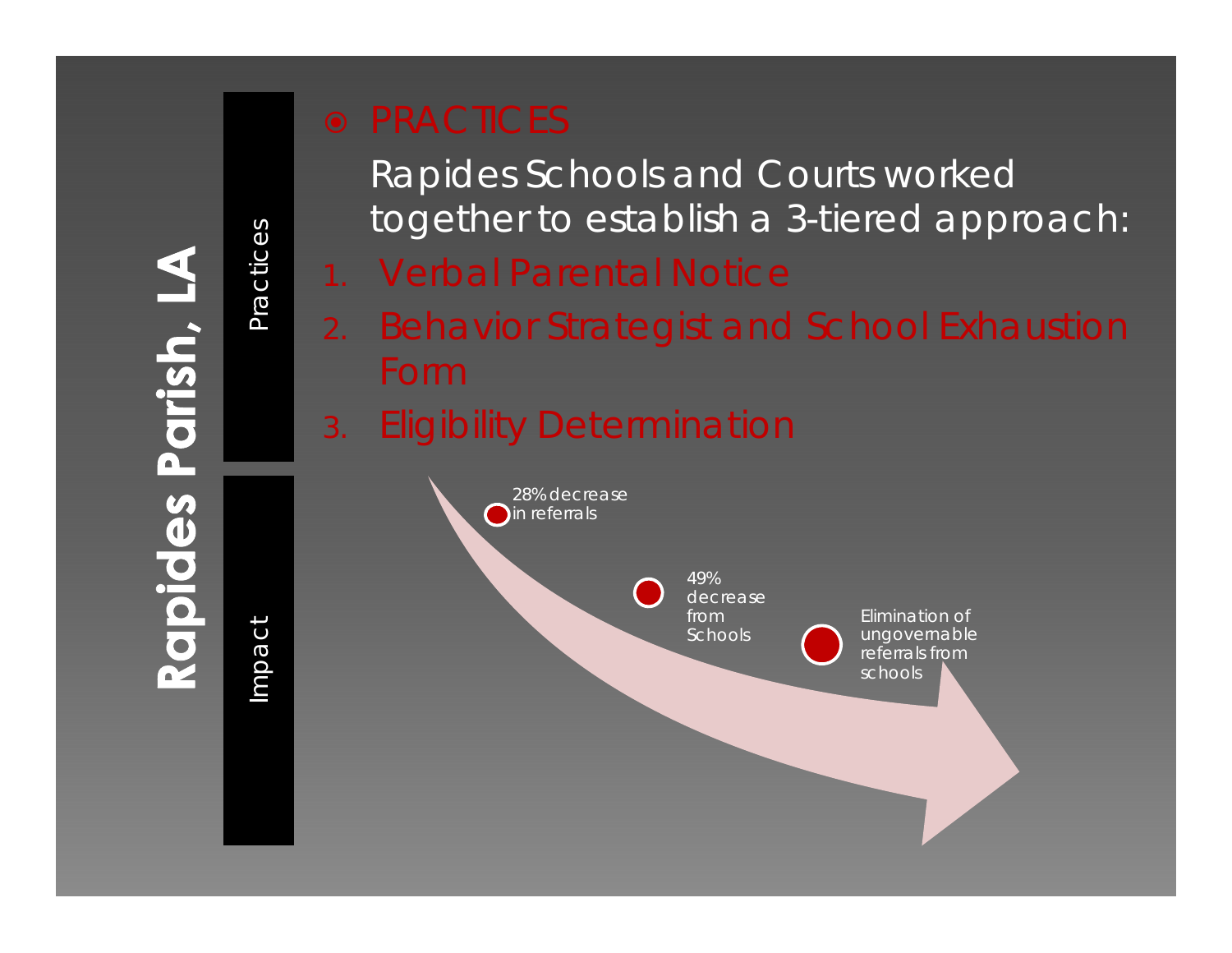# Rapides Parish, LA

Practices

Impact

- PRACTICES

  Rapides Schools and Courts worked together to establish a 3-tiered approach:

1. Verbal Parental Notice
2. Behavior Strategist and School Exhaustion Form
3. Eligibility Determination

- 28% decrease in referrals
- 49% decrease from Schools
- Elimination of ungovernable referrals from schools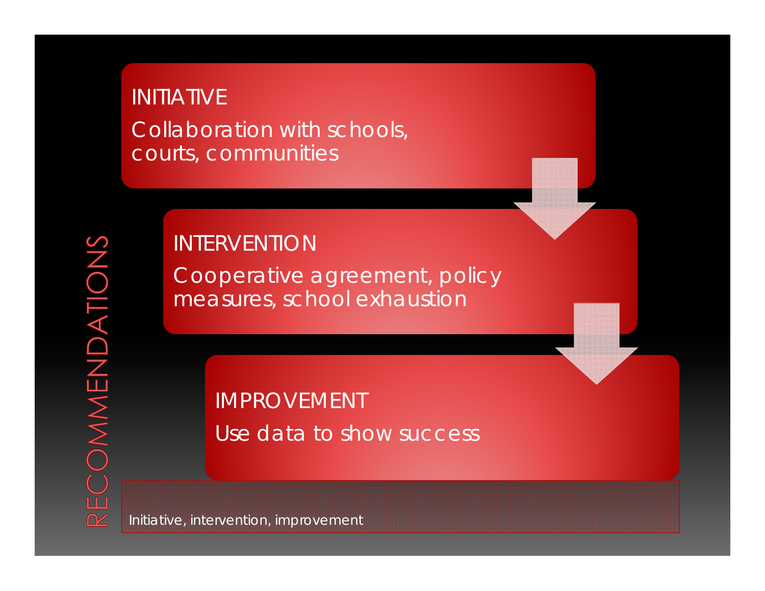# RECOMMENDATIONS

**INITIATIVE**

Collaboration with schools, courts, communities

**INTERVENTION**

Cooperative agreement, policy measures, school exhaustion

**IMPROVEMENT**

Use data to show success

Initiative, intervention, improvement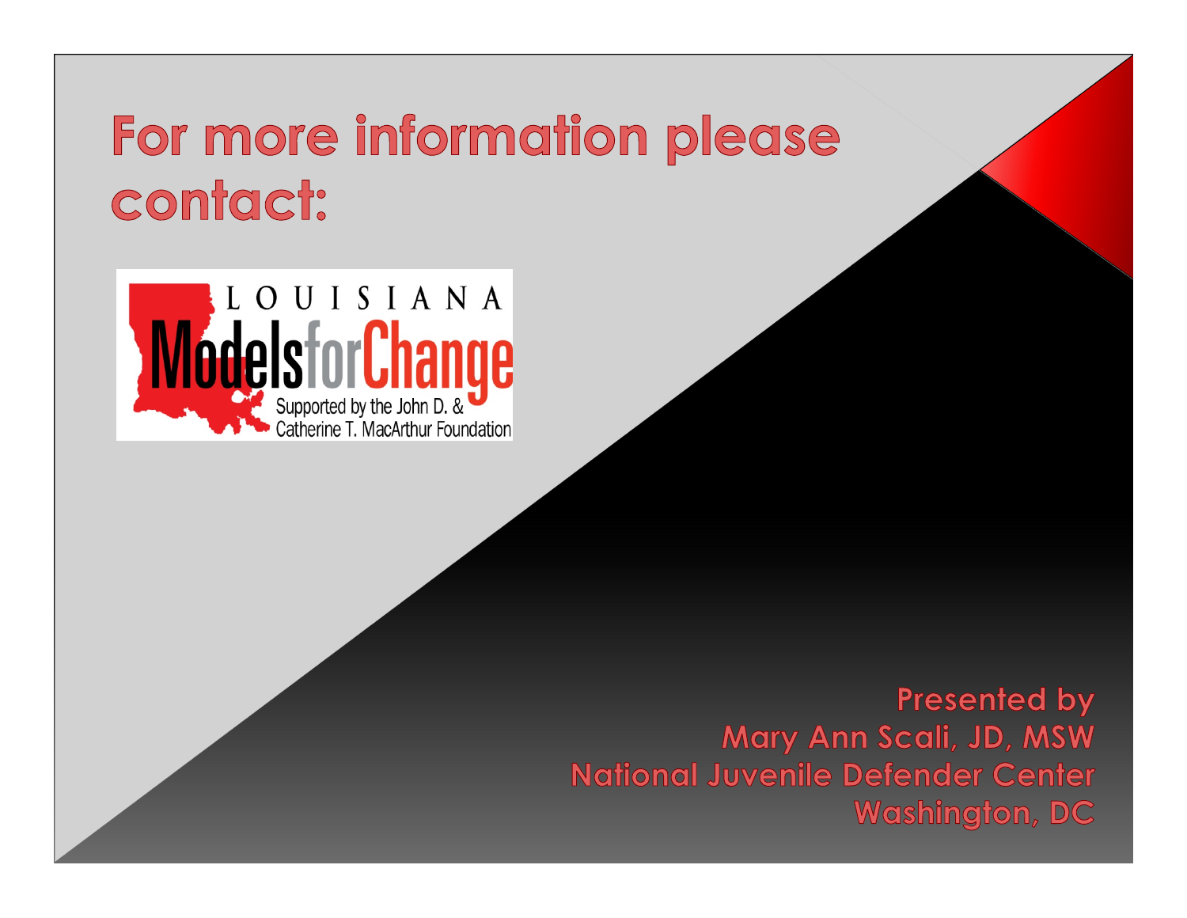# For more information please contact:

LOUISIANA Models for Change
Supported by the John D. & Catherine T. MacArthur Foundation

Presented by
Mary Ann Scali, JD, MSW
National Juvenile Defender Center
Washington, DC